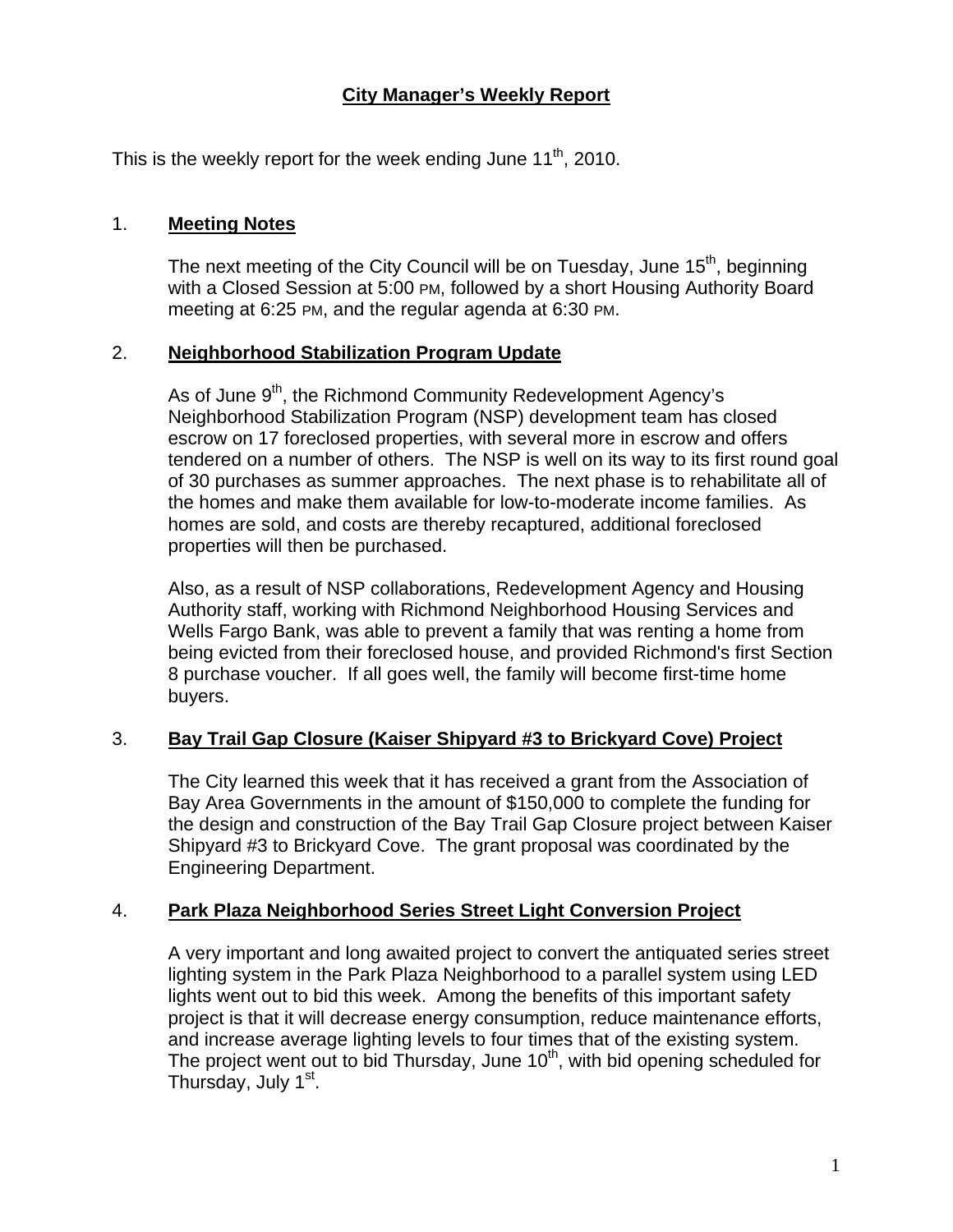# City Manager's Weekly Report

This is the weekly report for the week ending June 11th, 2010.

## 1. Meeting Notes

The next meeting of the City Council will be on Tuesday, June 15th, beginning with a Closed Session at 5:00 PM, followed by a short Housing Authority Board meeting at 6:25 PM, and the regular agenda at 6:30 PM.

## 2. Neighborhood Stabilization Program Update

As of June 9th, the Richmond Community Redevelopment Agency's Neighborhood Stabilization Program (NSP) development team has closed escrow on 17 foreclosed properties, with several more in escrow and offers tendered on a number of others. The NSP is well on its way to its first round goal of 30 purchases as summer approaches. The next phase is to rehabilitate all of the homes and make them available for low-to-moderate income families. As homes are sold, and costs are thereby recaptured, additional foreclosed properties will then be purchased.

Also, as a result of NSP collaborations, Redevelopment Agency and Housing Authority staff, working with Richmond Neighborhood Housing Services and Wells Fargo Bank, was able to prevent a family that was renting a home from being evicted from their foreclosed house, and provided Richmond's first Section 8 purchase voucher. If all goes well, the family will become first-time home buyers.

## 3. Bay Trail Gap Closure (Kaiser Shipyard #3 to Brickyard Cove) Project

The City learned this week that it has received a grant from the Association of Bay Area Governments in the amount of $150,000 to complete the funding for the design and construction of the Bay Trail Gap Closure project between Kaiser Shipyard #3 to Brickyard Cove. The grant proposal was coordinated by the Engineering Department.

## 4. Park Plaza Neighborhood Series Street Light Conversion Project

A very important and long awaited project to convert the antiquated series street lighting system in the Park Plaza Neighborhood to a parallel system using LED lights went out to bid this week. Among the benefits of this important safety project is that it will decrease energy consumption, reduce maintenance efforts, and increase average lighting levels to four times that of the existing system. The project went out to bid Thursday, June 10th, with bid opening scheduled for Thursday, July 1st.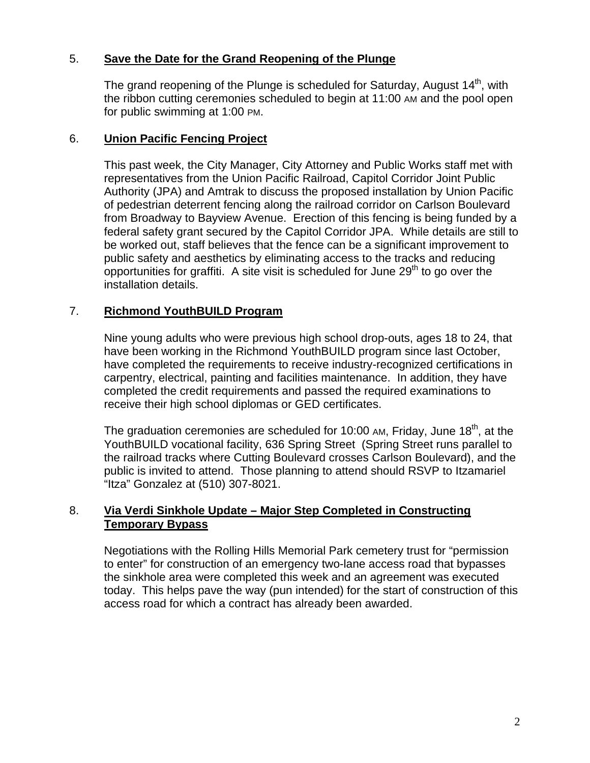5. **Save the Date for the Grand Reopening of the Plunge**

   The grand reopening of the Plunge is scheduled for Saturday, August 14th, with the ribbon cutting ceremonies scheduled to begin at 11:00 AM and the pool open for public swimming at 1:00 PM.

6. **Union Pacific Fencing Project**

   This past week, the City Manager, City Attorney and Public Works staff met with representatives from the Union Pacific Railroad, Capitol Corridor Joint Public Authority (JPA) and Amtrak to discuss the proposed installation by Union Pacific of pedestrian deterrent fencing along the railroad corridor on Carlson Boulevard from Broadway to Bayview Avenue. Erection of this fencing is being funded by a federal safety grant secured by the Capitol Corridor JPA. While details are still to be worked out, staff believes that the fence can be a significant improvement to public safety and aesthetics by eliminating access to the tracks and reducing opportunities for graffiti. A site visit is scheduled for June 29th to go over the installation details.

7. **Richmond YouthBUILD Program**

   Nine young adults who were previous high school drop-outs, ages 18 to 24, that have been working in the Richmond YouthBUILD program since last October, have completed the requirements to receive industry-recognized certifications in carpentry, electrical, painting and facilities maintenance. In addition, they have completed the credit requirements and passed the required examinations to receive their high school diplomas or GED certificates.

   The graduation ceremonies are scheduled for 10:00 AM, Friday, June 18th, at the YouthBUILD vocational facility, 636 Spring Street (Spring Street runs parallel to the railroad tracks where Cutting Boulevard crosses Carlson Boulevard), and the public is invited to attend. Those planning to attend should RSVP to Itzamariel "Itza" Gonzalez at (510) 307-8021.

8. **Via Verdi Sinkhole Update – Major Step Completed in Constructing Temporary Bypass**

   Negotiations with the Rolling Hills Memorial Park cemetery trust for "permission to enter" for construction of an emergency two-lane access road that bypasses the sinkhole area were completed this week and an agreement was executed today. This helps pave the way (pun intended) for the start of construction of this access road for which a contract has already been awarded.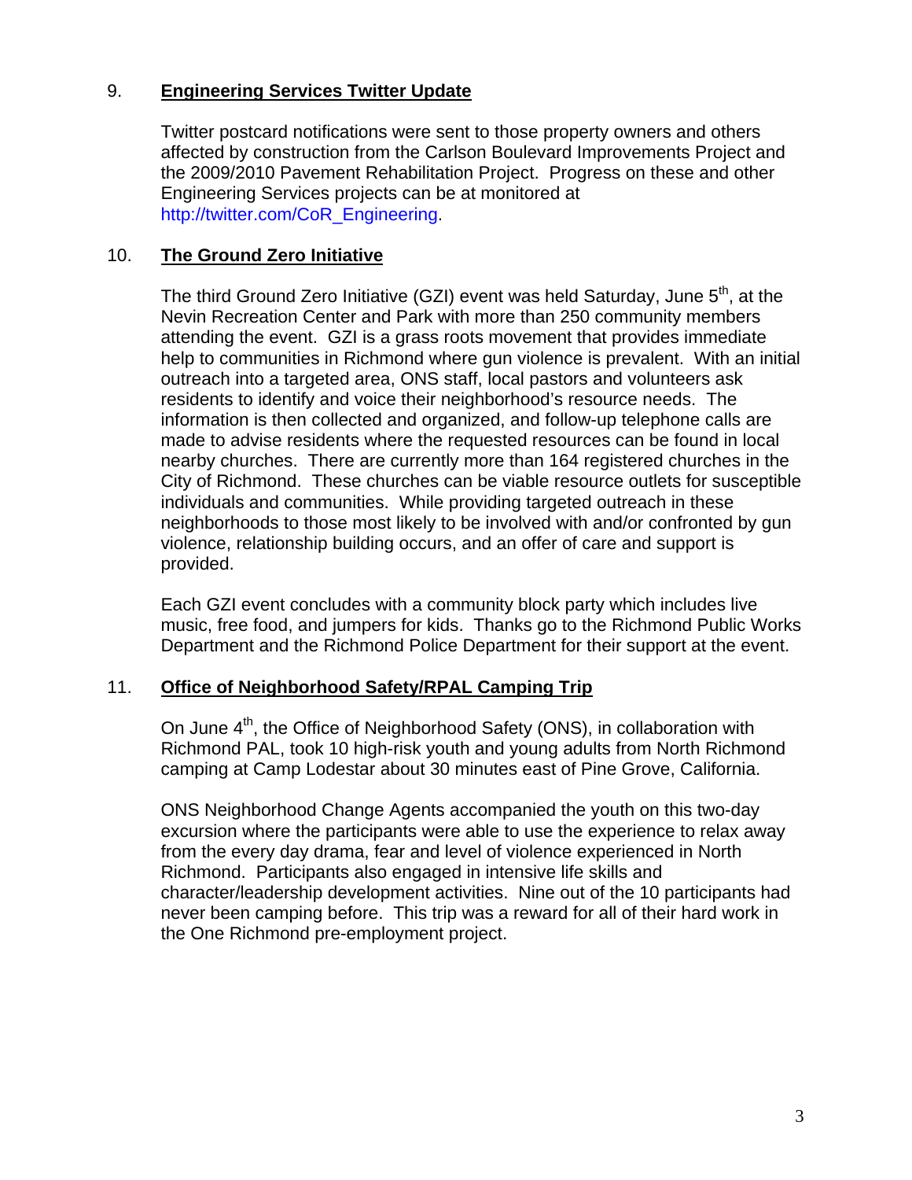9. **Engineering Services Twitter Update**

Twitter postcard notifications were sent to those property owners and others affected by construction from the Carlson Boulevard Improvements Project and the 2009/2010 Pavement Rehabilitation Project. Progress on these and other Engineering Services projects can be at monitored at http://twitter.com/CoR_Engineering.

10. **The Ground Zero Initiative**

The third Ground Zero Initiative (GZI) event was held Saturday, June 5th, at the Nevin Recreation Center and Park with more than 250 community members attending the event. GZI is a grass roots movement that provides immediate help to communities in Richmond where gun violence is prevalent. With an initial outreach into a targeted area, ONS staff, local pastors and volunteers ask residents to identify and voice their neighborhood's resource needs. The information is then collected and organized, and follow-up telephone calls are made to advise residents where the requested resources can be found in local nearby churches. There are currently more than 164 registered churches in the City of Richmond. These churches can be viable resource outlets for susceptible individuals and communities. While providing targeted outreach in these neighborhoods to those most likely to be involved with and/or confronted by gun violence, relationship building occurs, and an offer of care and support is provided.

Each GZI event concludes with a community block party which includes live music, free food, and jumpers for kids. Thanks go to the Richmond Public Works Department and the Richmond Police Department for their support at the event.

11. **Office of Neighborhood Safety/RPAL Camping Trip**

On June 4th, the Office of Neighborhood Safety (ONS), in collaboration with Richmond PAL, took 10 high-risk youth and young adults from North Richmond camping at Camp Lodestar about 30 minutes east of Pine Grove, California.

ONS Neighborhood Change Agents accompanied the youth on this two-day excursion where the participants were able to use the experience to relax away from the every day drama, fear and level of violence experienced in North Richmond. Participants also engaged in intensive life skills and character/leadership development activities. Nine out of the 10 participants had never been camping before. This trip was a reward for all of their hard work in the One Richmond pre-employment project.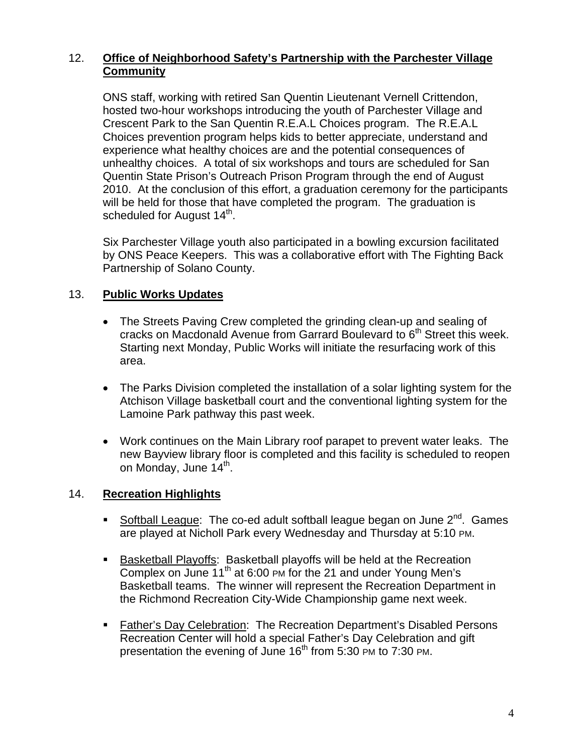12. **<u>Office of Neighborhood Safety's Partnership with the Parchester Village Community</u>**

ONS staff, working with retired San Quentin Lieutenant Vernell Crittendon, hosted two-hour workshops introducing the youth of Parchester Village and Crescent Park to the San Quentin R.E.A.L Choices program. The R.E.A.L Choices prevention program helps kids to better appreciate, understand and experience what healthy choices are and the potential consequences of unhealthy choices. A total of six workshops and tours are scheduled for San Quentin State Prison's Outreach Prison Program through the end of August 2010. At the conclusion of this effort, a graduation ceremony for the participants will be held for those that have completed the program. The graduation is scheduled for August 14th.

Six Parchester Village youth also participated in a bowling excursion facilitated by ONS Peace Keepers. This was a collaborative effort with The Fighting Back Partnership of Solano County.

13. **<u>Public Works Updates</u>**

- The Streets Paving Crew completed the grinding clean-up and sealing of cracks on Macdonald Avenue from Garrard Boulevard to 6th Street this week. Starting next Monday, Public Works will initiate the resurfacing work of this area.
- The Parks Division completed the installation of a solar lighting system for the Atchison Village basketball court and the conventional lighting system for the Lamoine Park pathway this past week.
- Work continues on the Main Library roof parapet to prevent water leaks. The new Bayview library floor is completed and this facility is scheduled to reopen on Monday, June 14th.

14. **<u>Recreation Highlights</u>**

- <u>Softball League</u>: The co-ed adult softball league began on June 2nd. Games are played at Nicholl Park every Wednesday and Thursday at 5:10 PM.
- <u>Basketball Playoffs</u>: Basketball playoffs will be held at the Recreation Complex on June 11th at 6:00 PM for the 21 and under Young Men's Basketball teams. The winner will represent the Recreation Department in the Richmond Recreation City-Wide Championship game next week.
- <u>Father's Day Celebration</u>: The Recreation Department's Disabled Persons Recreation Center will hold a special Father's Day Celebration and gift presentation the evening of June 16th from 5:30 PM to 7:30 PM.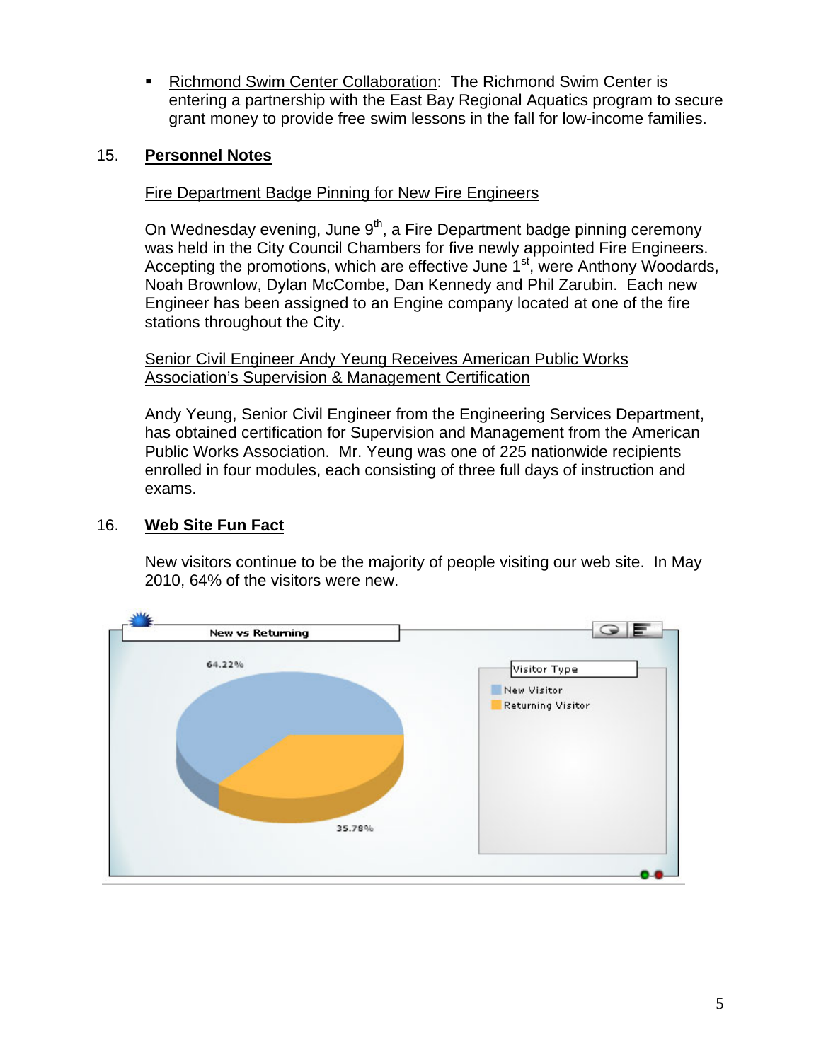- Richmond Swim Center Collaboration: The Richmond Swim Center is entering a partnership with the East Bay Regional Aquatics program to secure grant money to provide free swim lessons in the fall for low-income families.

## 15. Personnel Notes

Fire Department Badge Pinning for New Fire Engineers

On Wednesday evening, June 9th, a Fire Department badge pinning ceremony was held in the City Council Chambers for five newly appointed Fire Engineers. Accepting the promotions, which are effective June 1st, were Anthony Woodards, Noah Brownlow, Dylan McCombe, Dan Kennedy and Phil Zarubin. Each new Engineer has been assigned to an Engine company located at one of the fire stations throughout the City.

Senior Civil Engineer Andy Yeung Receives American Public Works Association's Supervision & Management Certification

Andy Yeung, Senior Civil Engineer from the Engineering Services Department, has obtained certification for Supervision and Management from the American Public Works Association. Mr. Yeung was one of 225 nationwide recipients enrolled in four modules, each consisting of three full days of instruction and exams.

## 16. Web Site Fun Fact

New visitors continue to be the majority of people visiting our web site. In May 2010, 64% of the visitors were new.

New vs Returning

64.22%

35.78%

Visitor Type

New Visitor

Returning Visitor